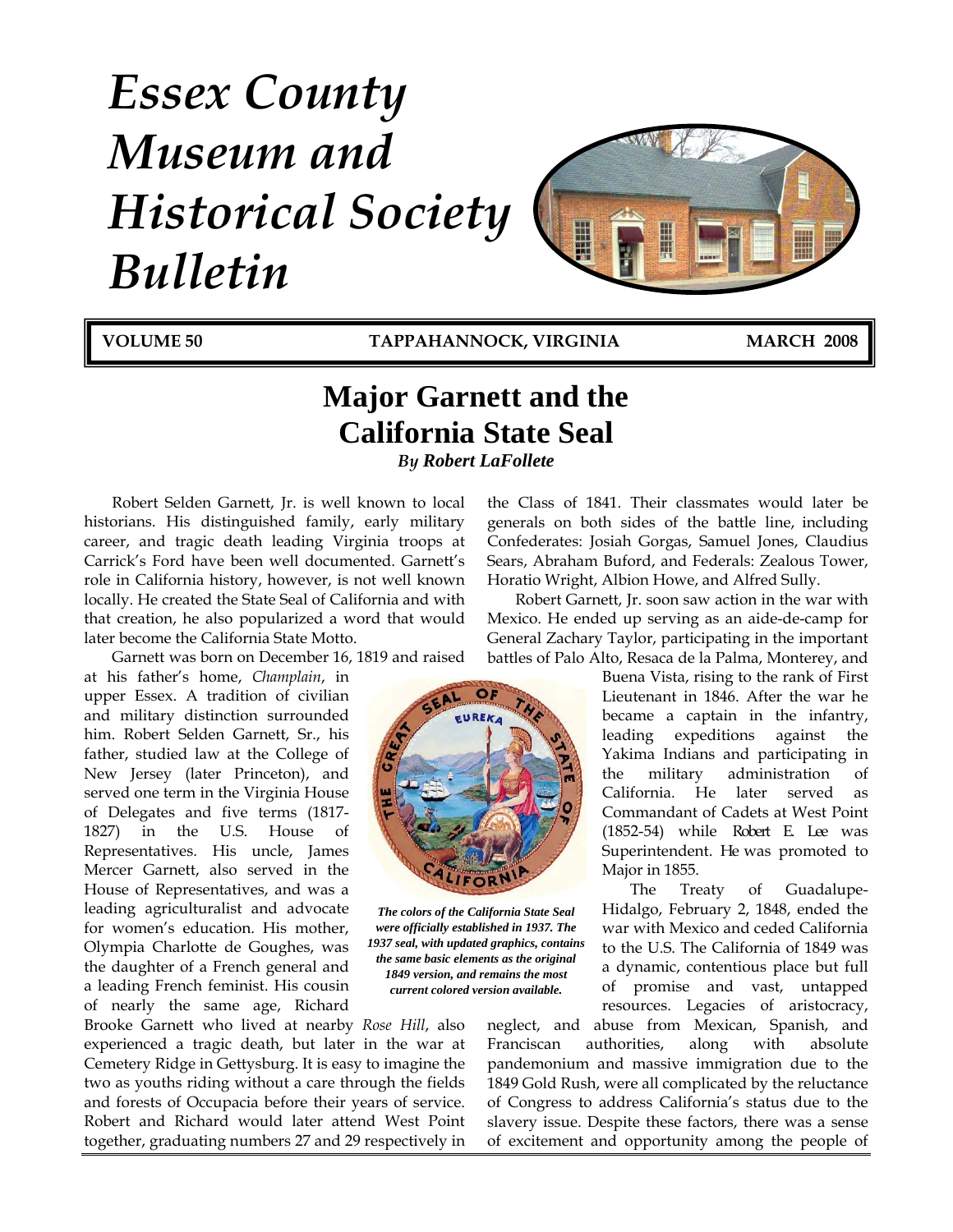# *Essex County Museum and Historical Society Bulletin*

**VOLUME 50 TAPPAHANNOCK, VIRGINIA MARCH 2008**

## Major Garnett and the California State Seal

*By **Robert LaFollete***

Robert Selden Garnett, Jr. is well known to local historians. His distinguished family, early military career, and tragic death leading Virginia troops at Carrick's Ford have been well documented. Garnett's role in California history, however, is not well known locally. He created the State Seal of California and with that creation, he also popularized a word that would later become the California State Motto.

Garnett was born on December 16, 1819 and raised at his father's home, *Champlain*, in upper Essex. A tradition of civilian and military distinction surrounded him. Robert Selden Garnett, Sr., his father, studied law at the College of New Jersey (later Princeton), and served one term in the Virginia House of Delegates and five terms (1817-1827) in the U.S. House of Representatives. His uncle, James Mercer Garnett, also served in the House of Representatives, and was a leading agriculturalist and advocate for women's education. His mother, Olympia Charlotte de Goughes, was the daughter of a French general and a leading French feminist. His cousin of nearly the same age, Richard Brooke Garnett who lived at nearby *Rose Hill*, also experienced a tragic death, but later in the war at Cemetery Ridge in Gettysburg. It is easy to imagine the two as youths riding without a care through the fields and forests of Occupacia before their years of service. Robert and Richard would later attend West Point together, graduating numbers 27 and 29 respectively in the Class of 1841. Their classmates would later be generals on both sides of the battle line, including Confederates: Josiah Gorgas, Samuel Jones, Claudius Sears, Abraham Buford, and Federals: Zealous Tower, Horatio Wright, Albion Howe, and Alfred Sully.

*The colors of the California State Seal were officially established in 1937. The 1937 seal, with updated graphics, contains the same basic elements as the original 1849 version, and remains the most current colored version available.*

Robert Garnett, Jr. soon saw action in the war with Mexico. He ended up serving as an aide-de-camp for General Zachary Taylor, participating in the important battles of Palo Alto, Resaca de la Palma, Monterey, and Buena Vista, rising to the rank of First Lieutenant in 1846. After the war he became a captain in the infantry, leading expeditions against the Yakima Indians and participating in the military administration of California. He later served as Commandant of Cadets at West Point (1852-54) while Robert E. Lee was Superintendent. He was promoted to Major in 1855.

The Treaty of Guadalupe-Hidalgo, February 2, 1848, ended the war with Mexico and ceded California to the U.S. The California of 1849 was a dynamic, contentious place but full of promise and vast, untapped resources. Legacies of aristocracy, neglect, and abuse from Mexican, Spanish, and Franciscan authorities, along with absolute pandemonium and massive immigration due to the 1849 Gold Rush, were all complicated by the reluctance of Congress to address California's status due to the slavery issue. Despite these factors, there was a sense of excitement and opportunity among the people of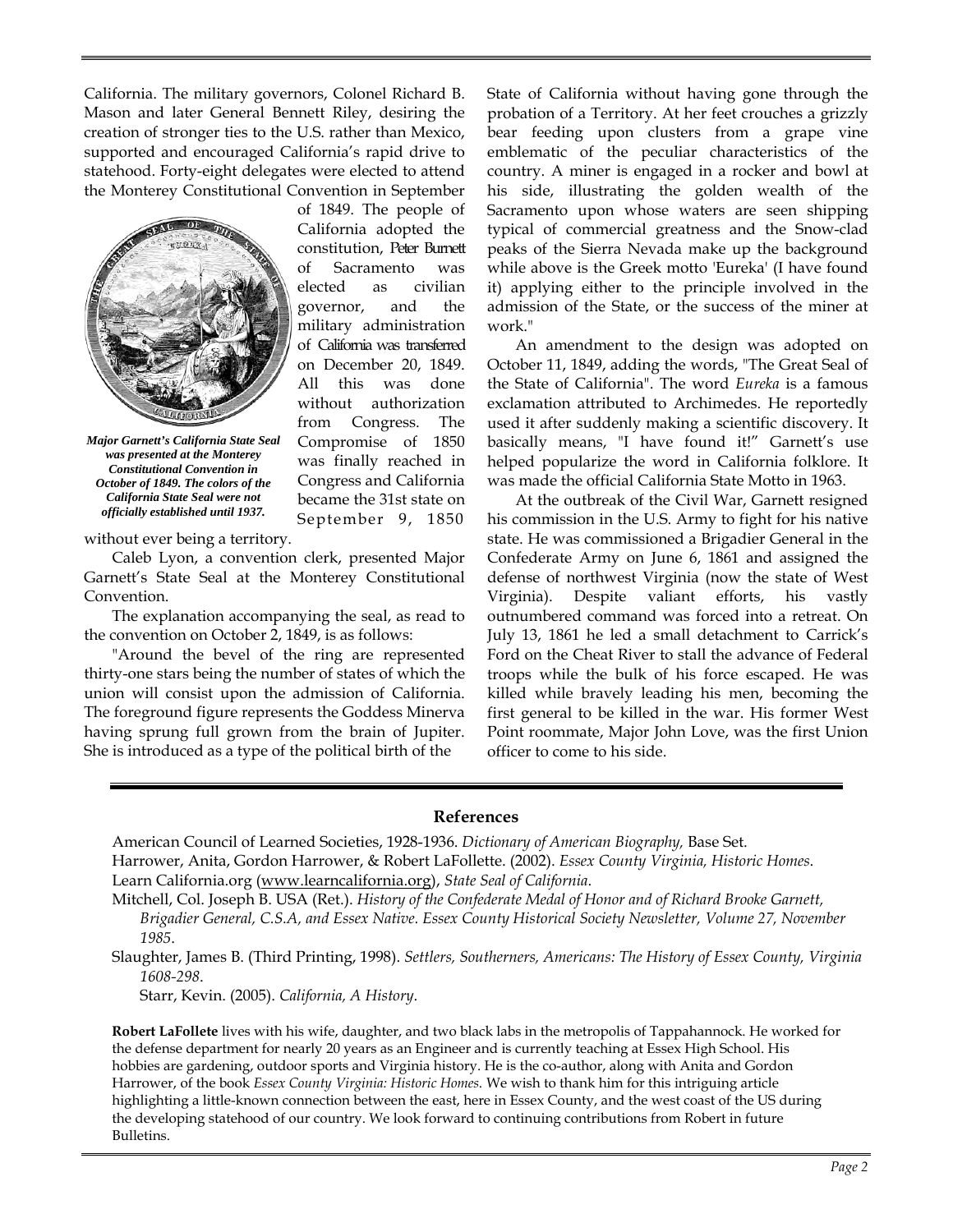California. The military governors, Colonel Richard B. Mason and later General Bennett Riley, desiring the creation of stronger ties to the U.S. rather than Mexico, supported and encouraged California's rapid drive to statehood. Forty-eight delegates were elected to attend the Monterey Constitutional Convention in September of 1849. The people of California adopted the constitution, Peter Burnett of Sacramento was elected as civilian governor, and the military administration of California was transferred on December 20, 1849. All this was done without authorization from Congress. The Compromise of 1850 was finally reached in Congress and California became the 31st state on September 9, 1850 without ever being a territory.

***Major Garnett's California State Seal was presented at the Monterey Constitutional Convention in October of 1849. The colors of the California State Seal were not officially established until 1937.***

Caleb Lyon, a convention clerk, presented Major Garnett's State Seal at the Monterey Constitutional Convention.

The explanation accompanying the seal, as read to the convention on October 2, 1849, is as follows:

"Around the bevel of the ring are represented thirty-one stars being the number of states of which the union will consist upon the admission of California. The foreground figure represents the Goddess Minerva having sprung full grown from the brain of Jupiter. She is introduced as a type of the political birth of the State of California without having gone through the probation of a Territory. At her feet crouches a grizzly bear feeding upon clusters from a grape vine emblematic of the peculiar characteristics of the country. A miner is engaged in a rocker and bowl at his side, illustrating the golden wealth of the Sacramento upon whose waters are seen shipping typical of commercial greatness and the Snow-clad peaks of the Sierra Nevada make up the background while above is the Greek motto 'Eureka' (I have found it) applying either to the principle involved in the admission of the State, or the success of the miner at work."

An amendment to the design was adopted on October 11, 1849, adding the words, "The Great Seal of the State of California". The word *Eureka* is a famous exclamation attributed to Archimedes. He reportedly used it after suddenly making a scientific discovery. It basically means, "I have found it!" Garnett's use helped popularize the word in California folklore. It was made the official California State Motto in 1963.

At the outbreak of the Civil War, Garnett resigned his commission in the U.S. Army to fight for his native state. He was commissioned a Brigadier General in the Confederate Army on June 6, 1861 and assigned the defense of northwest Virginia (now the state of West Virginia). Despite valiant efforts, his vastly outnumbered command was forced into a retreat. On July 13, 1861 he led a small detachment to Carrick's Ford on the Cheat River to stall the advance of Federal troops while the bulk of his force escaped. He was killed while bravely leading his men, becoming the first general to be killed in the war. His former West Point roommate, Major John Love, was the first Union officer to come to his side.

## References

American Council of Learned Societies, 1928-1936. *Dictionary of American Biography,* Base Set.

Harrower, Anita, Gordon Harrower, & Robert LaFollette. (2002). *Essex County Virginia, Historic Homes.*

Learn California.org (www.learncalifornia.org), *State Seal of California.*

Mitchell, Col. Joseph B. USA (Ret.). *History of the Confederate Medal of Honor and of Richard Brooke Garnett, Brigadier General, C.S.A, and Essex Native. Essex County Historical Society Newsletter, Volume 27, November 1985.*

Slaughter, James B. (Third Printing, 1998). *Settlers, Southerners, Americans: The History of Essex County, Virginia 1608-298.*

Starr, Kevin. (2005). *California, A History.*

**Robert LaFollete** lives with his wife, daughter, and two black labs in the metropolis of Tappahannock. He worked for the defense department for nearly 20 years as an Engineer and is currently teaching at Essex High School. His hobbies are gardening, outdoor sports and Virginia history. He is the co-author, along with Anita and Gordon Harrower, of the book *Essex County Virginia: Historic Homes.* We wish to thank him for this intriguing article highlighting a little-known connection between the east, here in Essex County, and the west coast of the US during the developing statehood of our country. We look forward to continuing contributions from Robert in future Bulletins.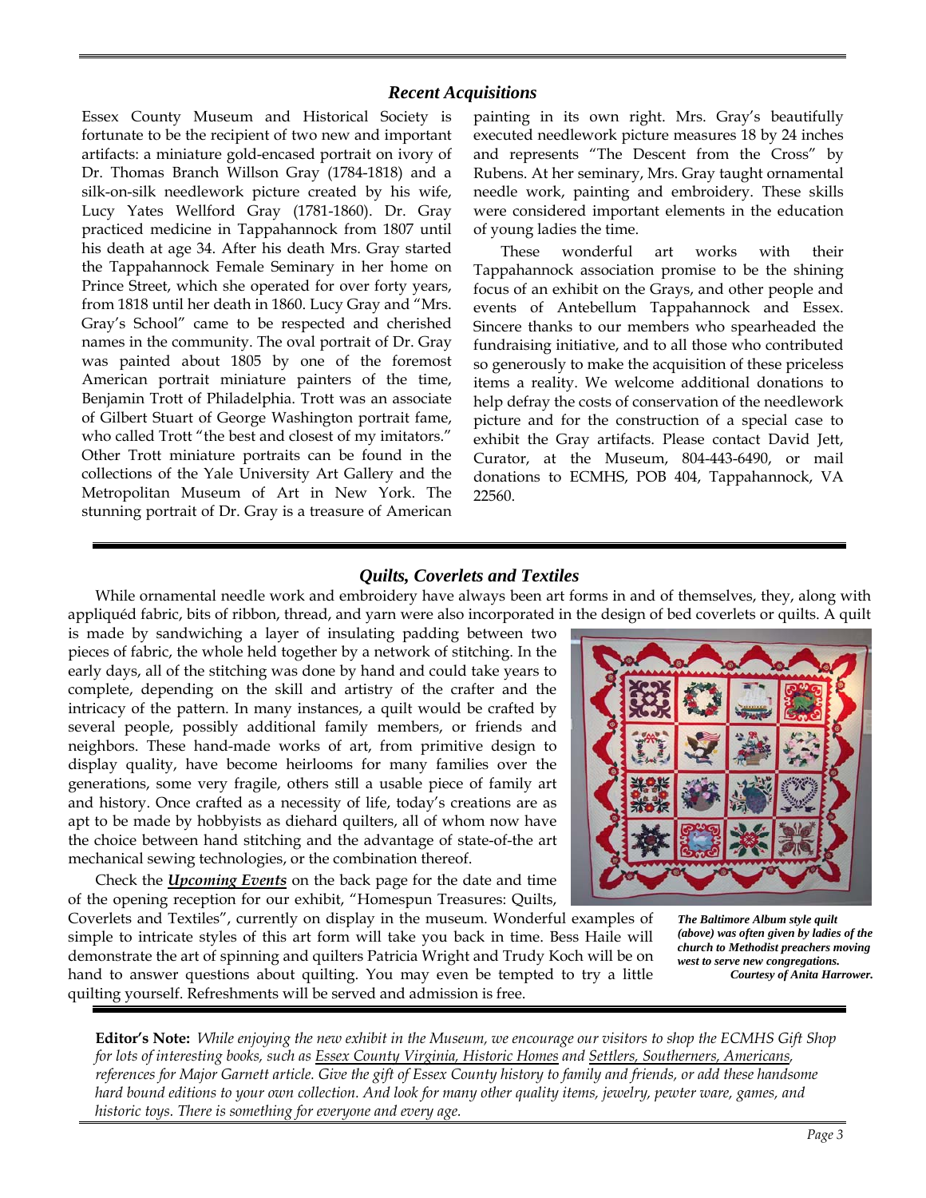## *Recent Acquisitions*

Essex County Museum and Historical Society is fortunate to be the recipient of two new and important artifacts: a miniature gold-encased portrait on ivory of Dr. Thomas Branch Willson Gray (1784-1818) and a silk-on-silk needlework picture created by his wife, Lucy Yates Wellford Gray (1781-1860). Dr. Gray practiced medicine in Tappahannock from 1807 until his death at age 34. After his death Mrs. Gray started the Tappahannock Female Seminary in her home on Prince Street, which she operated for over forty years, from 1818 until her death in 1860. Lucy Gray and "Mrs. Gray's School" came to be respected and cherished names in the community. The oval portrait of Dr. Gray was painted about 1805 by one of the foremost American portrait miniature painters of the time, Benjamin Trott of Philadelphia. Trott was an associate of Gilbert Stuart of George Washington portrait fame, who called Trott "the best and closest of my imitators." Other Trott miniature portraits can be found in the collections of the Yale University Art Gallery and the Metropolitan Museum of Art in New York. The stunning portrait of Dr. Gray is a treasure of American painting in its own right. Mrs. Gray's beautifully executed needlework picture measures 18 by 24 inches and represents "The Descent from the Cross" by Rubens. At her seminary, Mrs. Gray taught ornamental needle work, painting and embroidery. These skills were considered important elements in the education of young ladies the time.

These wonderful art works with their Tappahannock association promise to be the shining focus of an exhibit on the Grays, and other people and events of Antebellum Tappahannock and Essex. Sincere thanks to our members who spearheaded the fundraising initiative, and to all those who contributed so generously to make the acquisition of these priceless items a reality. We welcome additional donations to help defray the costs of conservation of the needlework picture and for the construction of a special case to exhibit the Gray artifacts. Please contact David Jett, Curator, at the Museum, 804-443-6490, or mail donations to ECMHS, POB 404, Tappahannock, VA 22560.

## *Quilts, Coverlets and Textiles*

While ornamental needle work and embroidery have always been art forms in and of themselves, they, along with appliquéd fabric, bits of ribbon, thread, and yarn were also incorporated in the design of bed coverlets or quilts. A quilt is made by sandwiching a layer of insulating padding between two pieces of fabric, the whole held together by a network of stitching. In the early days, all of the stitching was done by hand and could take years to complete, depending on the skill and artistry of the crafter and the intricacy of the pattern. In many instances, a quilt would be crafted by several people, possibly additional family members, or friends and neighbors. These hand-made works of art, from primitive design to display quality, have become heirlooms for many families over the generations, some very fragile, others still a usable piece of family art and history. Once crafted as a necessity of life, today's creations are as apt to be made by hobbyists as diehard quilters, all of whom now have the choice between hand stitching and the advantage of state-of-the art mechanical sewing technologies, or the combination thereof.

Check the ***Upcoming Events*** on the back page for the date and time of the opening reception for our exhibit, "Homespun Treasures: Quilts, Coverlets and Textiles", currently on display in the museum. Wonderful examples of simple to intricate styles of this art form will take you back in time. Bess Haile will demonstrate the art of spinning and quilters Patricia Wright and Trudy Koch will be on hand to answer questions about quilting. You may even be tempted to try a little quilting yourself. Refreshments will be served and admission is free.

***The Baltimore Album style quilt (above) was often given by ladies of the church to Methodist preachers moving west to serve new congregations.***
***Courtesy of Anita Harrower.***

**Editor's Note:** *While enjoying the new exhibit in the Museum, we encourage our visitors to shop the ECMHS Gift Shop for lots of interesting books, such as Essex County Virginia, Historic Homes and Settlers, Southerners, Americans, references for Major Garnett article. Give the gift of Essex County history to family and friends, or add these handsome hard bound editions to your own collection. And look for many other quality items, jewelry, pewter ware, games, and historic toys. There is something for everyone and every age.*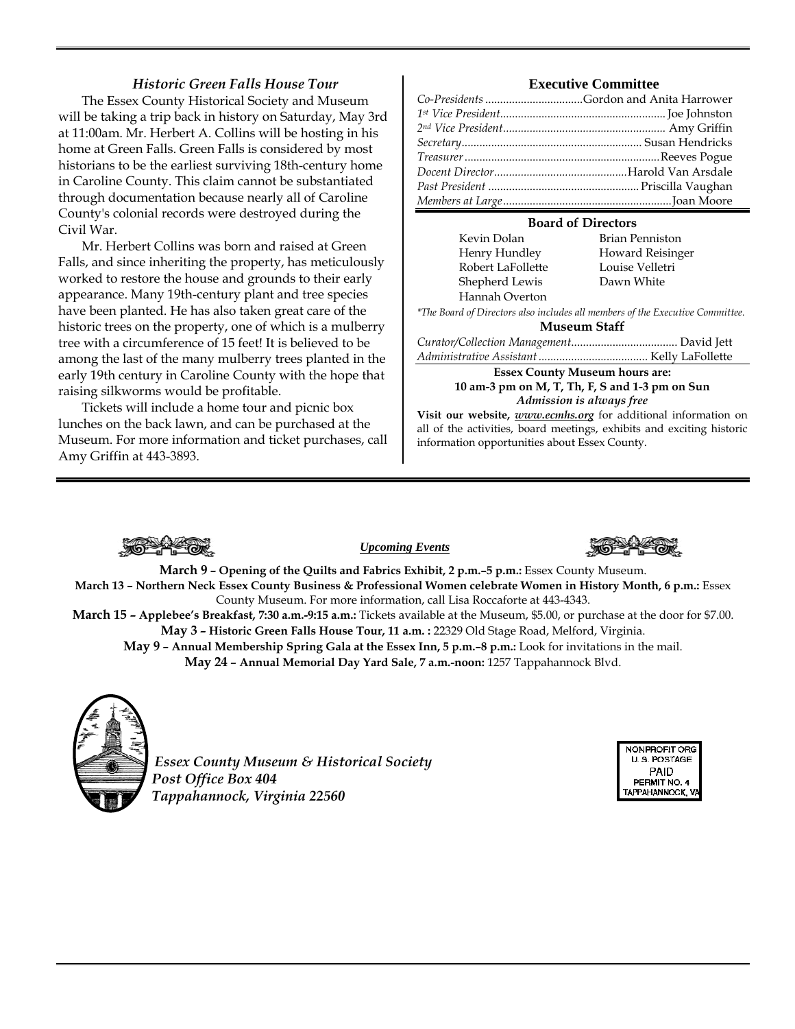### *Historic Green Falls House Tour*

The Essex County Historical Society and Museum will be taking a trip back in history on Saturday, May 3rd at 11:00am. Mr. Herbert A. Collins will be hosting in his home at Green Falls. Green Falls is considered by most historians to be the earliest surviving 18th-century home in Caroline County. This claim cannot be substantiated through documentation because nearly all of Caroline County's colonial records were destroyed during the Civil War.

Mr. Herbert Collins was born and raised at Green Falls, and since inheriting the property, has meticulously worked to restore the house and grounds to their early appearance. Many 19th-century plant and tree species have been planted. He has also taken great care of the historic trees on the property, one of which is a mulberry tree with a circumference of 15 feet! It is believed to be among the last of the many mulberry trees planted in the early 19th century in Caroline County with the hope that raising silkworms would be profitable.

Tickets will include a home tour and picnic box lunches on the back lawn, and can be purchased at the Museum. For more information and ticket purchases, call Amy Griffin at 443-3893.

### Executive Committee

*Co-Presidents* ................................. Gordon and Anita Harrower
*1st Vice President*....................................................... Joe Johnston
*2nd Vice President*...................................................... Amy Griffin
*Secretary*............................................................ Susan Hendricks
*Treasurer*................................................................. Reeves Pogue
*Docent Director*........................................... Harold Van Arsdale
*Past President* .................................................. Priscilla Vaughan
*Members at Large*......................................................... Joan Moore

### Board of Directors

| | |
|---|---|
| Kevin Dolan | Brian Penniston |
| Henry Hundley | Howard Reisinger |
| Robert LaFollette | Louise Velletri |
| Shepherd Lewis | Dawn White |
| Hannah Overton | |

*\*The Board of Directors also includes all members of the Executive Committee.*

### Museum Staff

*Curator/Collection Management*................................... David Jett
*Administrative Assistant*.................................... Kelly LaFollette

**Essex County Museum hours are:**
**10 am-3 pm on M, T, Th, F, S and 1-3 pm on Sun**
***Admission is always free***

**Visit our website, *www.ecmhs.org*** for additional information on all of the activities, board meetings, exhibits and exciting historic information opportunities about Essex County.

### *Upcoming Events*

**March 9 – Opening of the Quilts and Fabrics Exhibit, 2 p.m.–5 p.m.:** Essex County Museum.

**March 13 – Northern Neck Essex County Business & Professional Women celebrate Women in History Month, 6 p.m.:** Essex County Museum. For more information, call Lisa Roccaforte at 443-4343.

**March 15 – Applebee's Breakfast, 7:30 a.m.-9:15 a.m.:** Tickets available at the Museum, $5.00, or purchase at the door for $7.00.

**May 3 – Historic Green Falls House Tour, 11 a.m. :** 22329 Old Stage Road, Melford, Virginia.

**May 9 – Annual Membership Spring Gala at the Essex Inn, 5 p.m.–8 p.m.:** Look for invitations in the mail.

**May 24 – Annual Memorial Day Yard Sale, 7 a.m.-noon:** 1257 Tappahannock Blvd.

***Essex County Museum & Historical Society***
***Post Office Box 404***
***Tappahannock, Virginia 22560***

NONPROFIT ORG
U. S. POSTAGE
PAID
PERMIT NO. 4
TAPPAHANNOCK, VA